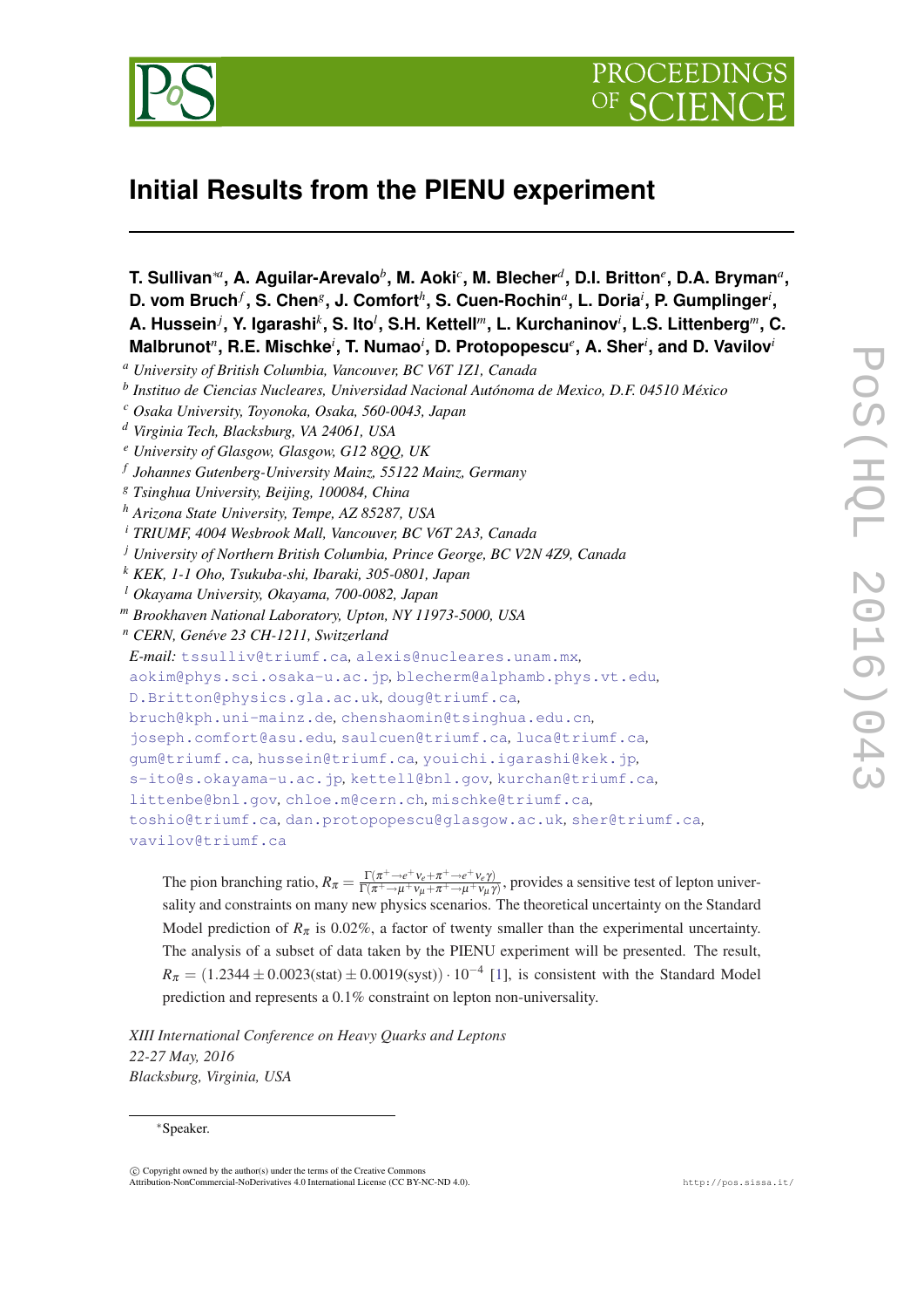# Initial Results from the PIENU experiment

**T. Sullivan**[*a], **A. Aguilar-Arevalo**[b], **M. Aoki**[c], **M. Blecher**[d], **D.I. Britton**[e], **D.A. Bryman**[a], **D. vom Bruch**[f], **S. Chen**[g], **J. Comfort**[h], **S. Cuen-Rochin**[a], **L. Doria**[i], **P. Gumplinger**[i], **A. Hussein**[j], **Y. Igarashi**[k], **S. Ito**[l], **S.H. Kettell**[m], **L. Kurchaninov**[i], **L.S. Littenberg**[m], **C. Malbrunot**[n], **R.E. Mischke**[i], **T. Numao**[i], **D. Protopopescu**[e], **A. Sher**[i], **and D. Vavilov**[i]

[a] *University of British Columbia, Vancouver, BC V6T 1Z1, Canada*
[b] *Instituo de Ciencias Nucleares, Universidad Nacional Autónoma de Mexico, D.F. 04510 México*
[c] *Osaka University, Toyonoka, Osaka, 560-0043, Japan*
[d] *Virginia Tech, Blacksburg, VA 24061, USA*
[e] *University of Glasgow, Glasgow, G12 8QQ, UK*
[f] *Johannes Gutenberg-University Mainz, 55122 Mainz, Germany*
[g] *Tsinghua University, Beijing, 100084, China*
[h] *Arizona State University, Tempe, AZ 85287, USA*
[i] *TRIUMF, 4004 Wesbrook Mall, Vancouver, BC V6T 2A3, Canada*
[j] *University of Northern British Columbia, Prince George, BC V2N 4Z9, Canada*
[k] *KEK, 1-1 Oho, Tsukuba-shi, Ibaraki, 305-0801, Japan*
[l] *Okayama University, Okayama, 700-0082, Japan*
[m] *Brookhaven National Laboratory, Upton, NY 11973-5000, USA*
[n] *CERN, Genéve 23 CH-1211, Switzerland*

*E-mail:* tssulliv@triumf.ca, alexis@nucleares.unam.mx, aokim@phys.sci.osaka-u.ac.jp, blecherm@alphamb.phys.vt.edu, D.Britton@physics.gla.ac.uk, doug@triumf.ca, bruch@kph.uni-mainz.de, chenshaomin@tsinghua.edu.cn, joseph.comfort@asu.edu, saulcuen@triumf.ca, luca@triumf.ca, gum@triumf.ca, hussein@triumf.ca, youichi.igarashi@kek.jp, s-ito@s.okayama-u.ac.jp, kettell@bnl.gov, kurchan@triumf.ca, littenbe@bnl.gov, chloe.m@cern.ch, mischke@triumf.ca, toshio@triumf.ca, dan.protopopescu@glasgow.ac.uk, sher@triumf.ca, vavilov@triumf.ca

The pion branching ratio, $R_\pi = \frac{\Gamma(\pi^+\to e^+\nu_e + \pi^+\to e^+\nu_e\gamma)}{\Gamma(\pi^+\to\mu^+\nu_\mu + \pi^+\to\mu^+\nu_\mu\gamma)}$, provides a sensitive test of lepton universality and constraints on many new physics scenarios. The theoretical uncertainty on the Standard Model prediction of $R_\pi$ is 0.02%, a factor of twenty smaller than the experimental uncertainty. The analysis of a subset of data taken by the PIENU experiment will be presented. The result, $R_\pi = (1.2344 \pm 0.0023(\text{stat}) \pm 0.0019(\text{syst}))\cdot 10^{-4}$ [1], is consistent with the Standard Model prediction and represents a 0.1% constraint on lepton non-universality.

*XIII International Conference on Heavy Quarks and Leptons*
*22-27 May, 2016*
*Blacksburg, Virginia, USA*

*Speaker.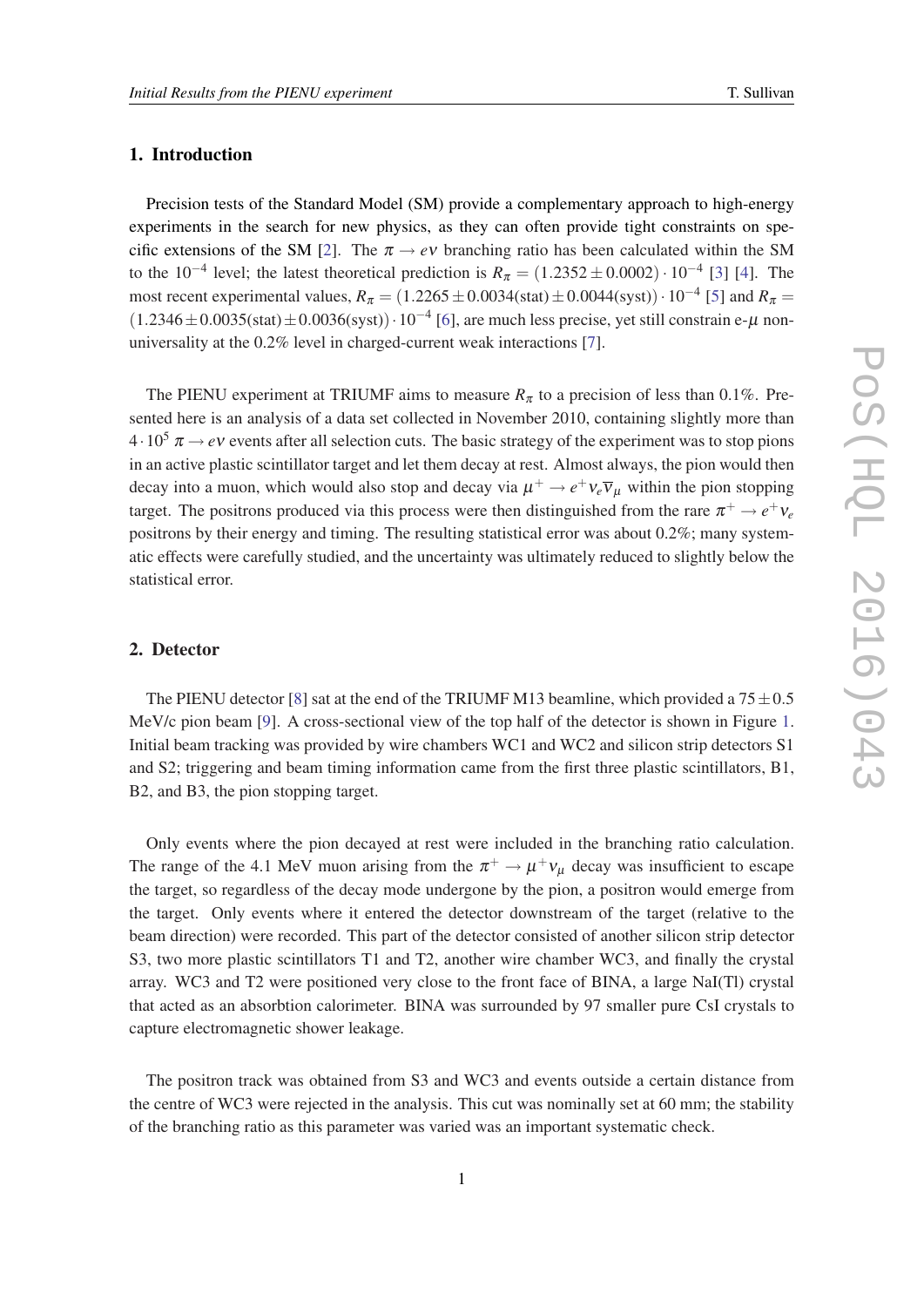## 1. Introduction

Precision tests of the Standard Model (SM) provide a complementary approach to high-energy experiments in the search for new physics, as they can often provide tight constraints on specific extensions of the SM [2]. The $\pi \rightarrow e\nu$ branching ratio has been calculated within the SM to the $10^{-4}$ level; the latest theoretical prediction is $R_\pi = (1.2352 \pm 0.0002) \cdot 10^{-4}$ [3] [4]. The most recent experimental values, $R_\pi = (1.2265 \pm 0.0034(\text{stat}) \pm 0.0044(\text{syst})) \cdot 10^{-4}$ [5] and $R_\pi = (1.2346 \pm 0.0035(\text{stat}) \pm 0.0036(\text{syst})) \cdot 10^{-4}$ [6], are much less precise, yet still constrain e-$\mu$ non-universality at the 0.2% level in charged-current weak interactions [7].

The PIENU experiment at TRIUMF aims to measure $R_\pi$ to a precision of less than 0.1%. Presented here is an analysis of a data set collected in November 2010, containing slightly more than $4 \cdot 10^5$ $\pi \rightarrow e\nu$ events after all selection cuts. The basic strategy of the experiment was to stop pions in an active plastic scintillator target and let them decay at rest. Almost always, the pion would then decay into a muon, which would also stop and decay via $\mu^+ \rightarrow e^+\nu_e\overline{\nu}_\mu$ within the pion stopping target. The positrons produced via this process were then distinguished from the rare $\pi^+ \rightarrow e^+\nu_e$ positrons by their energy and timing. The resulting statistical error was about 0.2%; many systematic effects were carefully studied, and the uncertainty was ultimately reduced to slightly below the statistical error.

## 2. Detector

The PIENU detector [8] sat at the end of the TRIUMF M13 beamline, which provided a $75 \pm 0.5$ MeV/c pion beam [9]. A cross-sectional view of the top half of the detector is shown in Figure 1. Initial beam tracking was provided by wire chambers WC1 and WC2 and silicon strip detectors S1 and S2; triggering and beam timing information came from the first three plastic scintillators, B1, B2, and B3, the pion stopping target.

Only events where the pion decayed at rest were included in the branching ratio calculation. The range of the 4.1 MeV muon arising from the $\pi^+ \rightarrow \mu^+\nu_\mu$ decay was insufficient to escape the target, so regardless of the decay mode undergone by the pion, a positron would emerge from the target. Only events where it entered the detector downstream of the target (relative to the beam direction) were recorded. This part of the detector consisted of another silicon strip detector S3, two more plastic scintillators T1 and T2, another wire chamber WC3, and finally the crystal array. WC3 and T2 were positioned very close to the front face of BINA, a large NaI(Tl) crystal that acted as an absorbtion calorimeter. BINA was surrounded by 97 smaller pure CsI crystals to capture electromagnetic shower leakage.

The positron track was obtained from S3 and WC3 and events outside a certain distance from the centre of WC3 were rejected in the analysis. This cut was nominally set at 60 mm; the stability of the branching ratio as this parameter was varied was an important systematic check.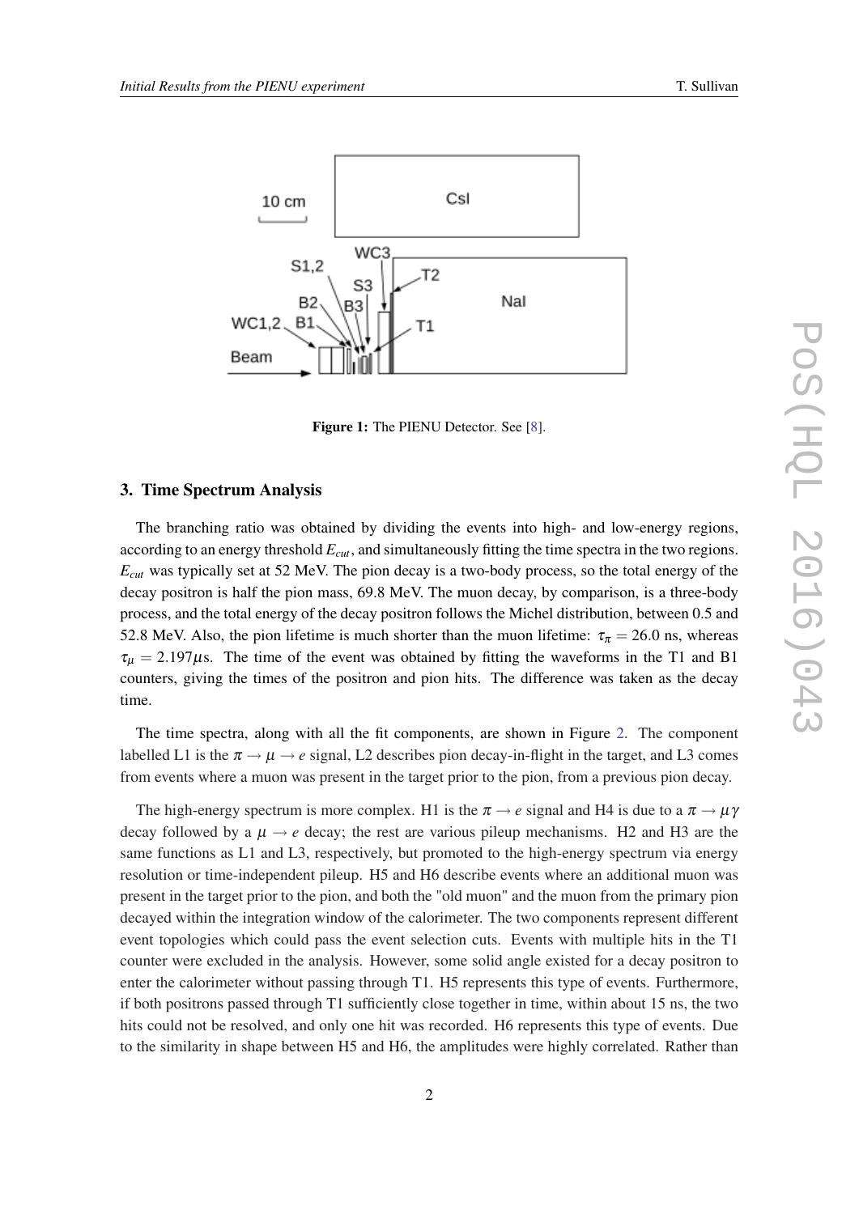Figure 1: The PIENU Detector. See [8].

## 3. Time Spectrum Analysis

The branching ratio was obtained by dividing the events into high- and low-energy regions, according to an energy threshold $E_{cut}$, and simultaneously fitting the time spectra in the two regions. $E_{cut}$ was typically set at 52 MeV. The pion decay is a two-body process, so the total energy of the decay positron is half the pion mass, 69.8 MeV. The muon decay, by comparison, is a three-body process, and the total energy of the decay positron follows the Michel distribution, between 0.5 and 52.8 MeV. Also, the pion lifetime is much shorter than the muon lifetime: $\tau_\pi = 26.0$ ns, whereas $\tau_\mu = 2.197\mu$s. The time of the event was obtained by fitting the waveforms in the T1 and B1 counters, giving the times of the positron and pion hits. The difference was taken as the decay time.

The time spectra, along with all the fit components, are shown in Figure 2. The component labelled L1 is the $\pi \to \mu \to e$ signal, L2 describes pion decay-in-flight in the target, and L3 comes from events where a muon was present in the target prior to the pion, from a previous pion decay.

The high-energy spectrum is more complex. H1 is the $\pi \to e$ signal and H4 is due to a $\pi \to \mu\gamma$ decay followed by a $\mu \to e$ decay; the rest are various pileup mechanisms. H2 and H3 are the same functions as L1 and L3, respectively, but promoted to the high-energy spectrum via energy resolution or time-independent pileup. H5 and H6 describe events where an additional muon was present in the target prior to the pion, and both the "old muon" and the muon from the primary pion decayed within the integration window of the calorimeter. The two components represent different event topologies which could pass the event selection cuts. Events with multiple hits in the T1 counter were excluded in the analysis. However, some solid angle existed for a decay positron to enter the calorimeter without passing through T1. H5 represents this type of events. Furthermore, if both positrons passed through T1 sufficiently close together in time, within about 15 ns, the two hits could not be resolved, and only one hit was recorded. H6 represents this type of events. Due to the similarity in shape between H5 and H6, the amplitudes were highly correlated. Rather than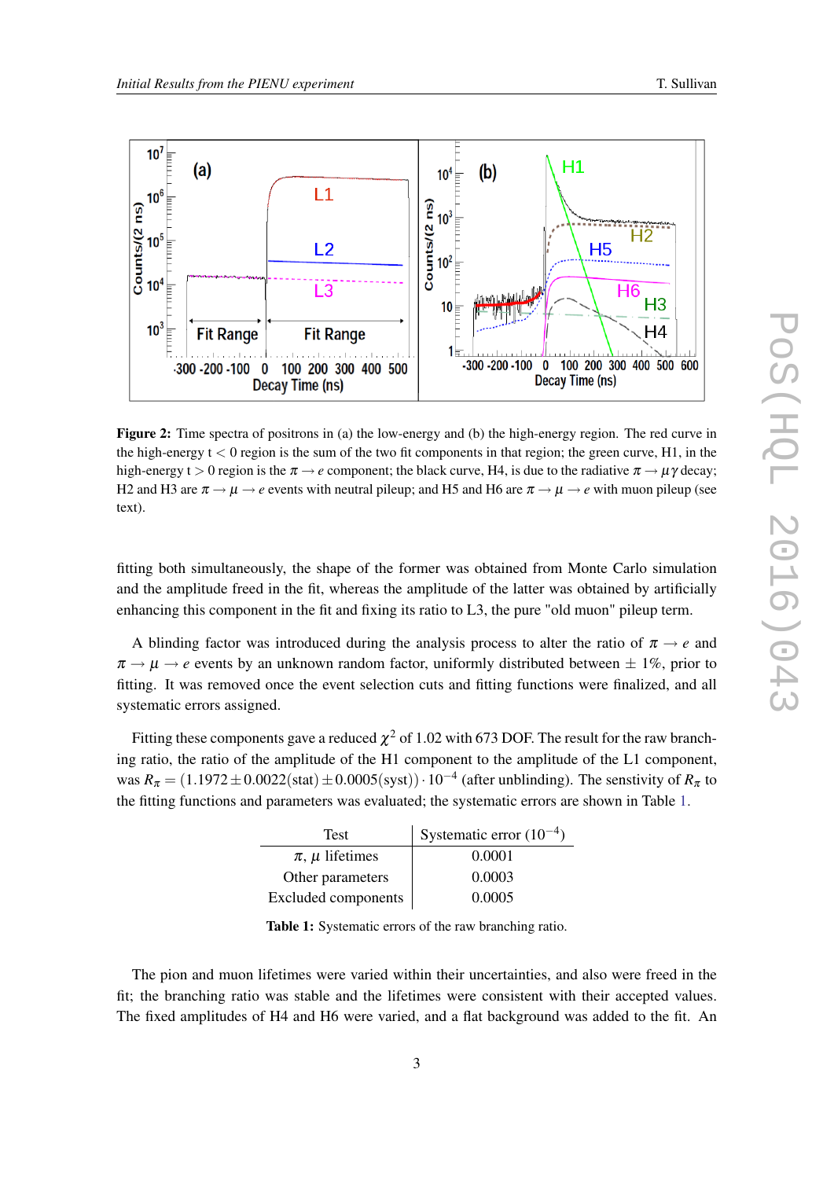**Figure 2:** Time spectra of positrons in (a) the low-energy and (b) the high-energy region. The red curve in the high-energy t < 0 region is the sum of the two fit components in that region; the green curve, H1, in the high-energy t > 0 region is the $\pi \to e$ component; the black curve, H4, is due to the radiative $\pi \to \mu\gamma$ decay; H2 and H3 are $\pi \to \mu \to e$ events with neutral pileup; and H5 and H6 are $\pi \to \mu \to e$ with muon pileup (see text).

fitting both simultaneously, the shape of the former was obtained from Monte Carlo simulation and the amplitude freed in the fit, whereas the amplitude of the latter was obtained by artificially enhancing this component in the fit and fixing its ratio to L3, the pure "old muon" pileup term.

A blinding factor was introduced during the analysis process to alter the ratio of $\pi \to e$ and $\pi \to \mu \to e$ events by an unknown random factor, uniformly distributed between $\pm$ 1%, prior to fitting. It was removed once the event selection cuts and fitting functions were finalized, and all systematic errors assigned.

Fitting these components gave a reduced $\chi^2$ of 1.02 with 673 DOF. The result for the raw branching ratio, the ratio of the amplitude of the H1 component to the amplitude of the L1 component, was $R_\pi = (1.1972 \pm 0.0022(\text{stat}) \pm 0.0005(\text{syst})) \cdot 10^{-4}$ (after unblinding). The senstivity of $R_\pi$ to the fitting functions and parameters was evaluated; the systematic errors are shown in Table 1.

| Test | Systematic error ($10^{-4}$) |
|---|---|
| $\pi$, $\mu$ lifetimes | 0.0001 |
| Other parameters | 0.0003 |
| Excluded components | 0.0005 |

**Table 1:** Systematic errors of the raw branching ratio.

The pion and muon lifetimes were varied within their uncertainties, and also were freed in the fit; the branching ratio was stable and the lifetimes were consistent with their accepted values. The fixed amplitudes of H4 and H6 were varied, and a flat background was added to the fit. An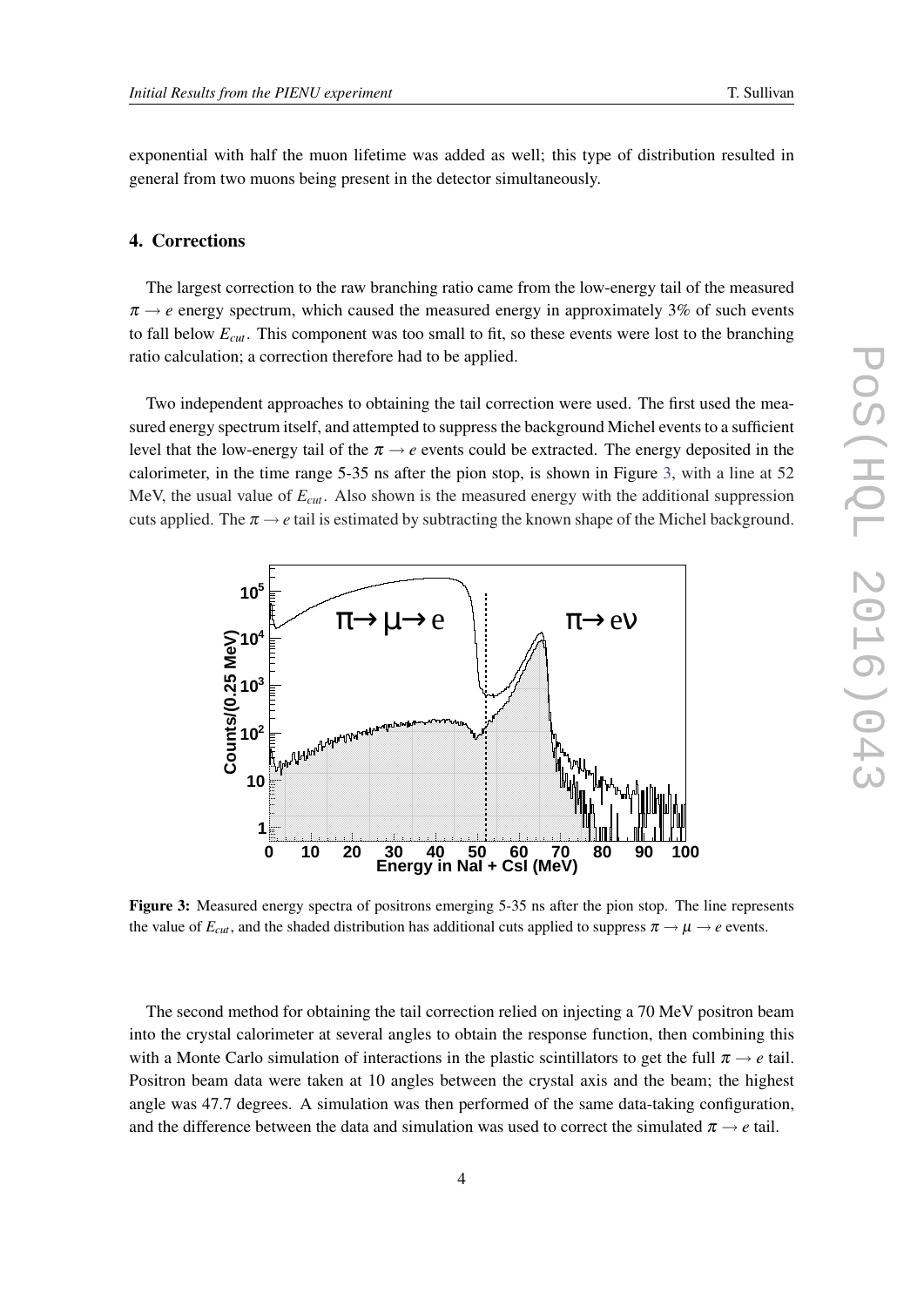exponential with half the muon lifetime was added as well; this type of distribution resulted in general from two muons being present in the detector simultaneously.

## 4. Corrections

The largest correction to the raw branching ratio came from the low-energy tail of the measured $\pi \rightarrow e$ energy spectrum, which caused the measured energy in approximately 3% of such events to fall below $E_{cut}$. This component was too small to fit, so these events were lost to the branching ratio calculation; a correction therefore had to be applied.

Two independent approaches to obtaining the tail correction were used. The first used the measured energy spectrum itself, and attempted to suppress the background Michel events to a sufficient level that the low-energy tail of the $\pi \rightarrow e$ events could be extracted. The energy deposited in the calorimeter, in the time range 5-35 ns after the pion stop, is shown in Figure 3, with a line at 52 MeV, the usual value of $E_{cut}$. Also shown is the measured energy with the additional suppression cuts applied. The $\pi \rightarrow e$ tail is estimated by subtracting the known shape of the Michel background.

**Figure 3:** Measured energy spectra of positrons emerging 5-35 ns after the pion stop. The line represents the value of $E_{cut}$, and the shaded distribution has additional cuts applied to suppress $\pi \rightarrow \mu \rightarrow e$ events.

The second method for obtaining the tail correction relied on injecting a 70 MeV positron beam into the crystal calorimeter at several angles to obtain the response function, then combining this with a Monte Carlo simulation of interactions in the plastic scintillators to get the full $\pi \rightarrow e$ tail. Positron beam data were taken at 10 angles between the crystal axis and the beam; the highest angle was 47.7 degrees. A simulation was then performed of the same data-taking configuration, and the difference between the data and simulation was used to correct the simulated $\pi \rightarrow e$ tail.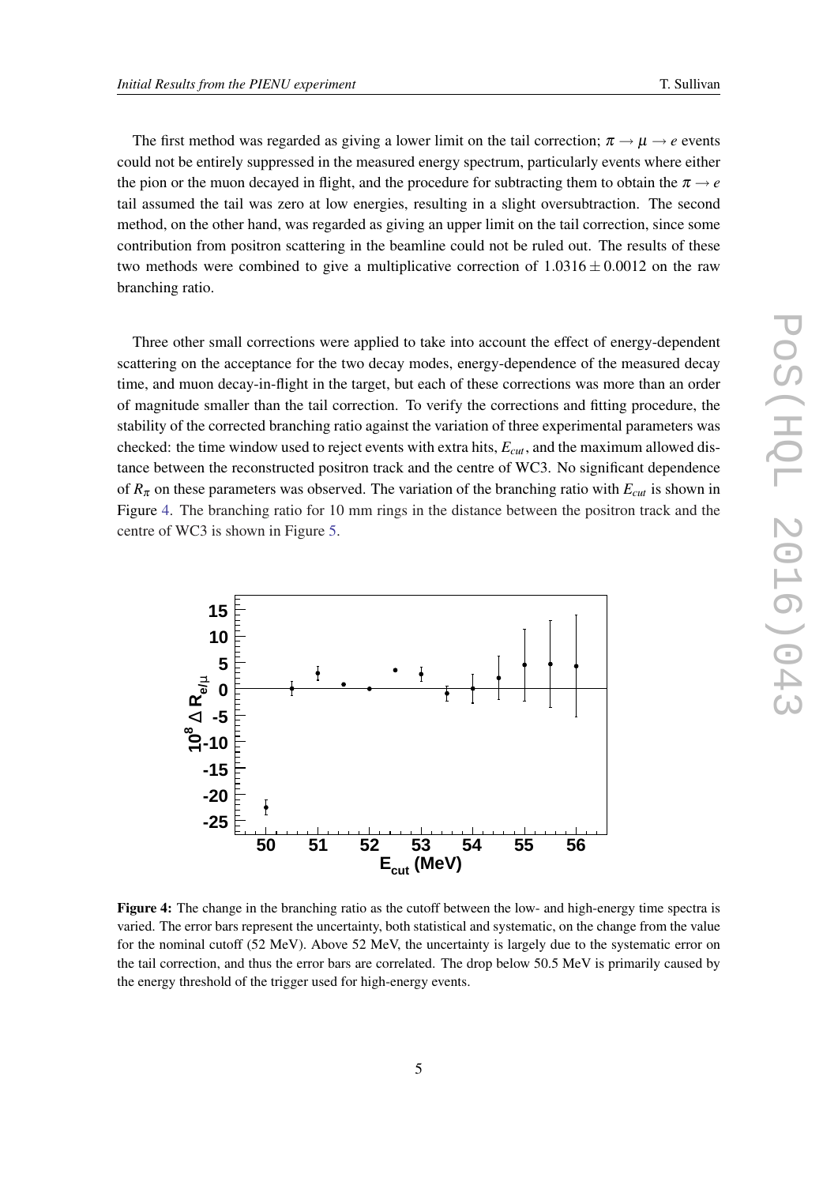The first method was regarded as giving a lower limit on the tail correction; $\pi \to \mu \to e$ events could not be entirely suppressed in the measured energy spectrum, particularly events where either the pion or the muon decayed in flight, and the procedure for subtracting them to obtain the $\pi \to e$ tail assumed the tail was zero at low energies, resulting in a slight oversubtraction. The second method, on the other hand, was regarded as giving an upper limit on the tail correction, since some contribution from positron scattering in the beamline could not be ruled out. The results of these two methods were combined to give a multiplicative correction of $1.0316 \pm 0.0012$ on the raw branching ratio.

Three other small corrections were applied to take into account the effect of energy-dependent scattering on the acceptance for the two decay modes, energy-dependence of the measured decay time, and muon decay-in-flight in the target, but each of these corrections was more than an order of magnitude smaller than the tail correction. To verify the corrections and fitting procedure, the stability of the corrected branching ratio against the variation of three experimental parameters was checked: the time window used to reject events with extra hits, $E_{cut}$, and the maximum allowed distance between the reconstructed positron track and the centre of WC3. No significant dependence of $R_\pi$ on these parameters was observed. The variation of the branching ratio with $E_{cut}$ is shown in Figure 4. The branching ratio for 10 mm rings in the distance between the positron track and the centre of WC3 is shown in Figure 5.

**Figure 4:** The change in the branching ratio as the cutoff between the low- and high-energy time spectra is varied. The error bars represent the uncertainty, both statistical and systematic, on the change from the value for the nominal cutoff (52 MeV). Above 52 MeV, the uncertainty is largely due to the systematic error on the tail correction, and thus the error bars are correlated. The drop below 50.5 MeV is primarily caused by the energy threshold of the trigger used for high-energy events.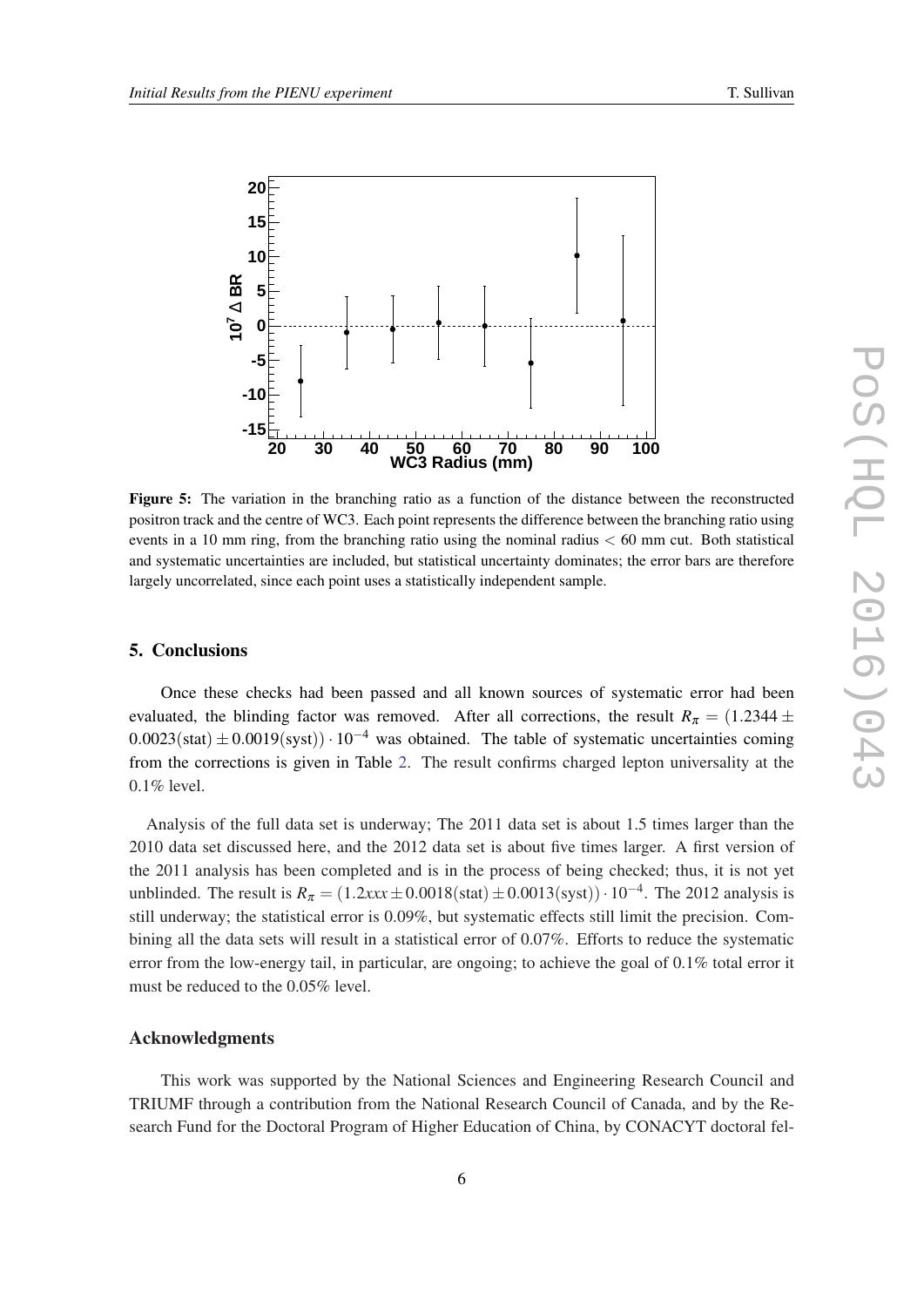Figure 5: The variation in the branching ratio as a function of the distance between the reconstructed positron track and the centre of WC3. Each point represents the difference between the branching ratio using events in a 10 mm ring, from the branching ratio using the nominal radius < 60 mm cut. Both statistical and systematic uncertainties are included, but statistical uncertainty dominates; the error bars are therefore largely uncorrelated, since each point uses a statistically independent sample.

## 5. Conclusions

Once these checks had been passed and all known sources of systematic error had been evaluated, the blinding factor was removed. After all corrections, the result $R_\pi = (1.2344 \pm 0.0023(\mathrm{stat}) \pm 0.0019(\mathrm{syst})) \cdot 10^{-4}$ was obtained. The table of systematic uncertainties coming from the corrections is given in Table 2. The result confirms charged lepton universality at the 0.1% level.

Analysis of the full data set is underway; The 2011 data set is about 1.5 times larger than the 2010 data set discussed here, and the 2012 data set is about five times larger. A first version of the 2011 analysis has been completed and is in the process of being checked; thus, it is not yet unblinded. The result is $R_\pi = (1.2xxx \pm 0.0018(\mathrm{stat}) \pm 0.0013(\mathrm{syst})) \cdot 10^{-4}$. The 2012 analysis is still underway; the statistical error is 0.09%, but systematic effects still limit the precision. Combining all the data sets will result in a statistical error of 0.07%. Efforts to reduce the systematic error from the low-energy tail, in particular, are ongoing; to achieve the goal of 0.1% total error it must be reduced to the 0.05% level.

## Acknowledgments

This work was supported by the National Sciences and Engineering Research Council and TRIUMF through a contribution from the National Research Council of Canada, and by the Research Fund for the Doctoral Program of Higher Education of China, by CONACYT doctoral fel-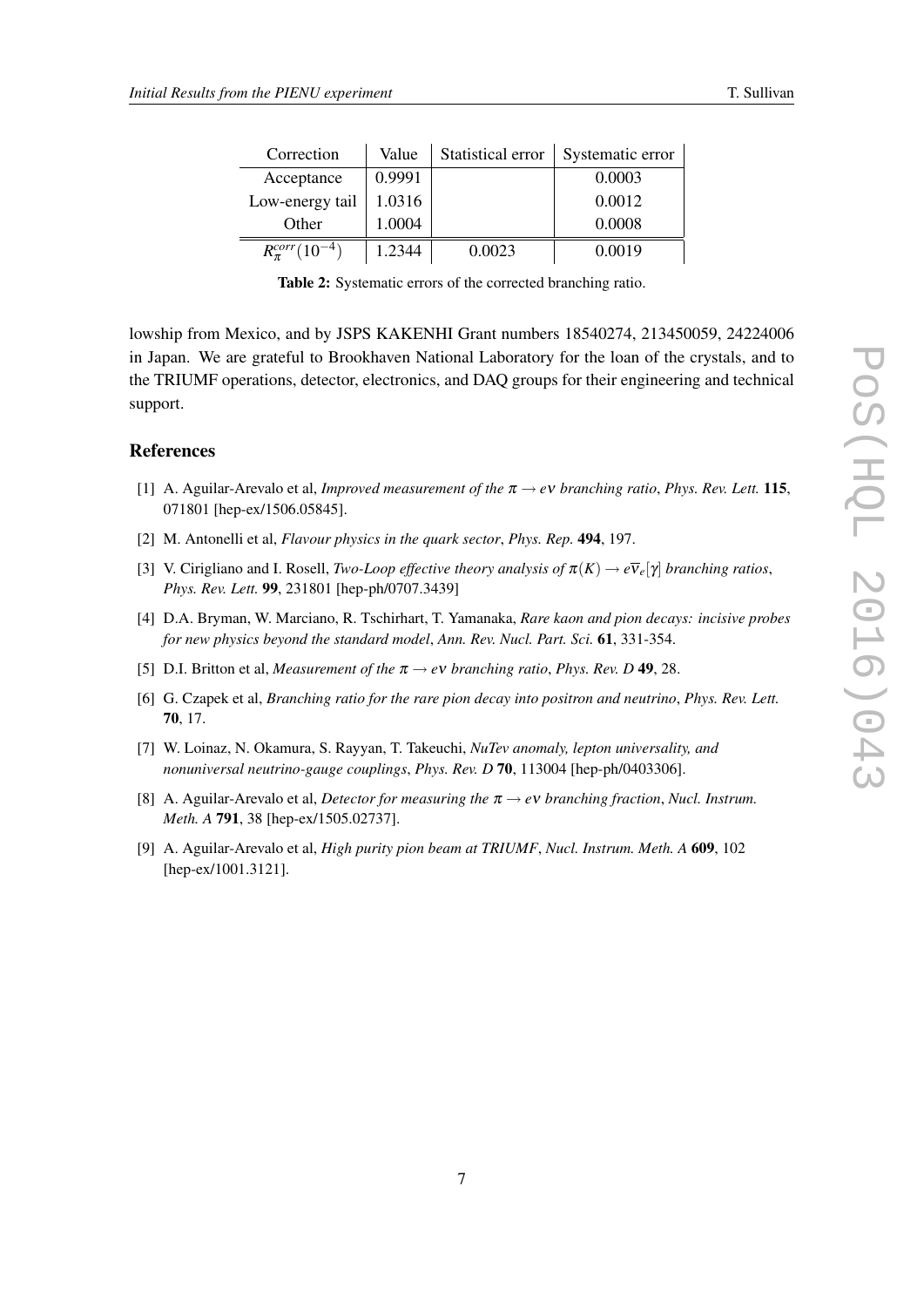| Correction | Value | Statistical error | Systematic error |
| --- | --- | --- | --- |
| Acceptance | 0.9991 | | 0.0003 |
| Low-energy tail | 1.0316 | | 0.0012 |
| Other | 1.0004 | | 0.0008 |
| $R_{\pi}^{corr}(10^{-4})$ | 1.2344 | 0.0023 | 0.0019 |

**Table 2:** Systematic errors of the corrected branching ratio.

lowship from Mexico, and by JSPS KAKENHI Grant numbers 18540274, 213450059, 24224006 in Japan. We are grateful to Brookhaven National Laboratory for the loan of the crystals, and to the TRIUMF operations, detector, electronics, and DAQ groups for their engineering and technical support.

## References

[1] A. Aguilar-Arevalo et al, *Improved measurement of the $\pi \rightarrow e\nu$ branching ratio*, *Phys. Rev. Lett.* **115**, 071801 [hep-ex/1506.05845].

[2] M. Antonelli et al, *Flavour physics in the quark sector*, *Phys. Rep.* **494**, 197.

[3] V. Cirigliano and I. Rosell, *Two-Loop effective theory analysis of $\pi(K) \rightarrow e\overline{\nu}_e[\gamma]$ branching ratios*, *Phys. Rev. Lett.* **99**, 231801 [hep-ph/0707.3439]

[4] D.A. Bryman, W. Marciano, R. Tschirhart, T. Yamanaka, *Rare kaon and pion decays: incisive probes for new physics beyond the standard model*, *Ann. Rev. Nucl. Part. Sci.* **61**, 331-354.

[5] D.I. Britton et al, *Measurement of the $\pi \rightarrow e\nu$ branching ratio*, *Phys. Rev. D* **49**, 28.

[6] G. Czapek et al, *Branching ratio for the rare pion decay into positron and neutrino*, *Phys. Rev. Lett.* **70**, 17.

[7] W. Loinaz, N. Okamura, S. Rayyan, T. Takeuchi, *NuTev anomaly, lepton universality, and nonuniversal neutrino-gauge couplings*, *Phys. Rev. D* **70**, 113004 [hep-ph/0403306].

[8] A. Aguilar-Arevalo et al, *Detector for measuring the $\pi \rightarrow e\nu$ branching fraction*, *Nucl. Instrum. Meth. A* **791**, 38 [hep-ex/1505.02737].

[9] A. Aguilar-Arevalo et al, *High purity pion beam at TRIUMF*, *Nucl. Instrum. Meth. A* **609**, 102 [hep-ex/1001.3121].